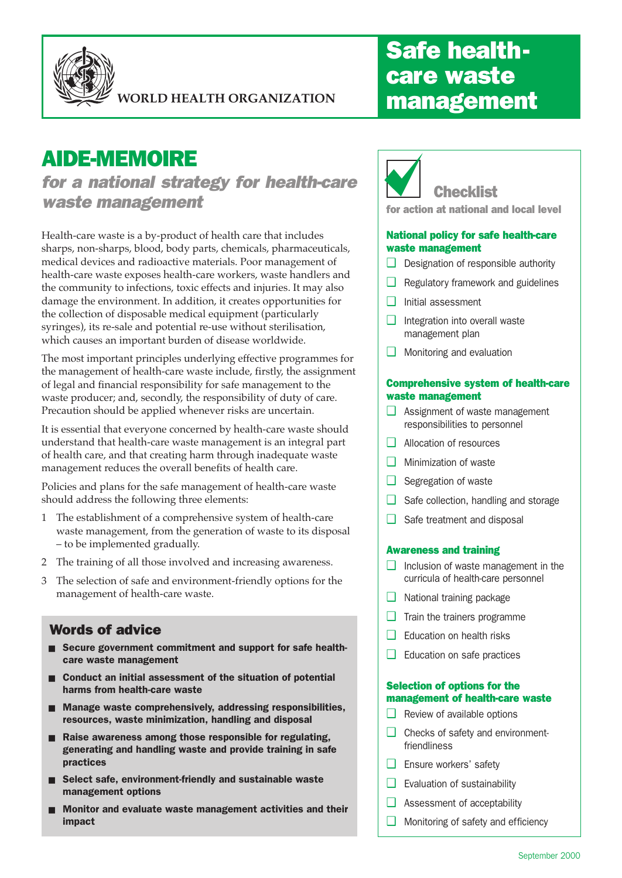WORLD HEALTH ORGANIZATION

# Safe health-care waste management

## AIDE-MEMOIRE

### *for a national strategy for health-care waste management*

Health-care waste is a by-product of health care that includes sharps, non-sharps, blood, body parts, chemicals, pharmaceuticals, medical devices and radioactive materials. Poor management of health-care waste exposes health-care workers, waste handlers and the community to infections, toxic effects and injuries. It may also damage the environment. In addition, it creates opportunities for the collection of disposable medical equipment (particularly syringes), its re-sale and potential re-use without sterilisation, which causes an important burden of disease worldwide.

The most important principles underlying effective programmes for the management of health-care waste include, firstly, the assignment of legal and financial responsibility for safe management to the waste producer; and, secondly, the responsibility of duty of care. Precaution should be applied whenever risks are uncertain.

It is essential that everyone concerned by health-care waste should understand that health-care waste management is an integral part of health care, and that creating harm through inadequate waste management reduces the overall benefits of health care.

Policies and plans for the safe management of health-care waste should address the following three elements:

1. The establishment of a comprehensive system of health-care waste management, from the generation of waste to its disposal – to be implemented gradually.
2. The training of all those involved and increasing awareness.
3. The selection of safe and environment-friendly options for the management of health-care waste.

### Words of advice

- **Secure government commitment and support for safe health-care waste management**
- **Conduct an initial assessment of the situation of potential harms from health-care waste**
- **Manage waste comprehensively, addressing responsibilities, resources, waste minimization, handling and disposal**
- **Raise awareness among those responsible for regulating, generating and handling waste and provide training in safe practices**
- **Select safe, environment-friendly and sustainable waste management options**
- **Monitor and evaluate waste management activities and their impact**

## Checklist

**for action at national and local level**

#### National policy for safe health-care waste management

- [ ] Designation of responsible authority
- [ ] Regulatory framework and guidelines
- [ ] Initial assessment
- [ ] Integration into overall waste management plan
- [ ] Monitoring and evaluation

#### Comprehensive system of health-care waste management

- [ ] Assignment of waste management responsibilities to personnel
- [ ] Allocation of resources
- [ ] Minimization of waste
- [ ] Segregation of waste
- [ ] Safe collection, handling and storage
- [ ] Safe treatment and disposal

#### Awareness and training

- [ ] Inclusion of waste management in the curricula of health-care personnel
- [ ] National training package
- [ ] Train the trainers programme
- [ ] Education on health risks
- [ ] Education on safe practices

#### Selection of options for the management of health-care waste

- [ ] Review of available options
- [ ] Checks of safety and environment-friendliness
- [ ] Ensure workers' safety
- [ ] Evaluation of sustainability
- [ ] Assessment of acceptability
- [ ] Monitoring of safety and efficiency

September 2000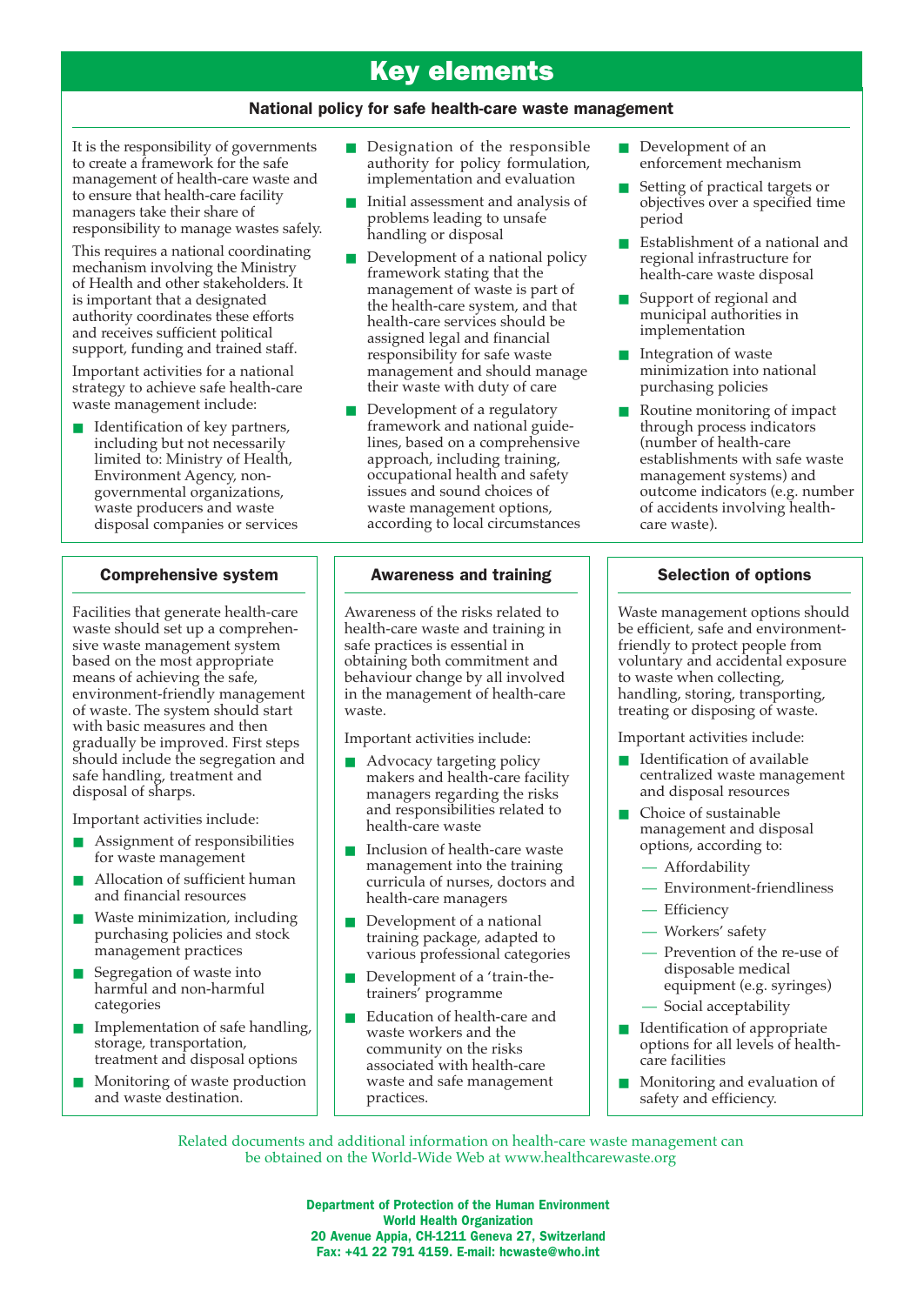# Key elements

## National policy for safe health-care waste management

It is the responsibility of governments to create a framework for the safe management of health-care waste and to ensure that health-care facility managers take their share of responsibility to manage wastes safely.

This requires a national coordinating mechanism involving the Ministry of Health and other stakeholders. It is important that a designated authority coordinates these efforts and receives sufficient political support, funding and trained staff.

Important activities for a national strategy to achieve safe health-care waste management include:

- Identification of key partners, including but not necessarily limited to: Ministry of Health, Environment Agency, non-governmental organizations, waste producers and waste disposal companies or services
- Designation of the responsible authority for policy formulation, implementation and evaluation
- Initial assessment and analysis of problems leading to unsafe handling or disposal
- Development of a national policy framework stating that the management of waste is part of the health-care system, and that health-care services should be assigned legal and financial responsibility for safe waste management and should manage their waste with duty of care
- Development of a regulatory framework and national guide-lines, based on a comprehensive approach, including training, occupational health and safety issues and sound choices of waste management options, according to local circumstances
- Development of an enforcement mechanism
- Setting of practical targets or objectives over a specified time period
- Establishment of a national and regional infrastructure for health-care waste disposal
- Support of regional and municipal authorities in implementation
- Integration of waste minimization into national purchasing policies
- Routine monitoring of impact through process indicators (number of health-care establishments with safe waste management systems) and outcome indicators (e.g. number of accidents involving health-care waste).

## Comprehensive system

Facilities that generate health-care waste should set up a comprehensive waste management system based on the most appropriate means of achieving the safe, environment-friendly management of waste. The system should start with basic measures and then gradually be improved. First steps should include the segregation and safe handling, treatment and disposal of sharps.

Important activities include:

- Assignment of responsibilities for waste management
- Allocation of sufficient human and financial resources
- Waste minimization, including purchasing policies and stock management practices
- Segregation of waste into harmful and non-harmful categories
- Implementation of safe handling, storage, transportation, treatment and disposal options
- Monitoring of waste production and waste destination.

## Awareness and training

Awareness of the risks related to health-care waste and training in safe practices is essential in obtaining both commitment and behaviour change by all involved in the management of health-care waste.

Important activities include:

- Advocacy targeting policy makers and health-care facility managers regarding the risks and responsibilities related to health-care waste
- Inclusion of health-care waste management into the training curricula of nurses, doctors and health-care managers
- Development of a national training package, adapted to various professional categories
- Development of a 'train-the-trainers' programme
- Education of health-care and waste workers and the community on the risks associated with health-care waste and safe management practices.

## Selection of options

Waste management options should be efficient, safe and environment-friendly to protect people from voluntary and accidental exposure to waste when collecting, handling, storing, transporting, treating or disposing of waste.

Important activities include:

- Identification of available centralized waste management and disposal resources
- Choice of sustainable management and disposal options, according to:
  - Affordability
  - Environment-friendliness
  - Efficiency
  - Workers' safety
  - Prevention of the re-use of disposable medical equipment (e.g. syringes)
  - Social acceptability
- Identification of appropriate options for all levels of health-care facilities
- Monitoring and evaluation of safety and efficiency.

Related documents and additional information on health-care waste management can be obtained on the World-Wide Web at www.healthcarewaste.org

**Department of Protection of the Human Environment**
**World Health Organization**
**20 Avenue Appia, CH-1211 Geneva 27, Switzerland**
**Fax: +41 22 791 4159. E-mail: hcwaste@who.int**